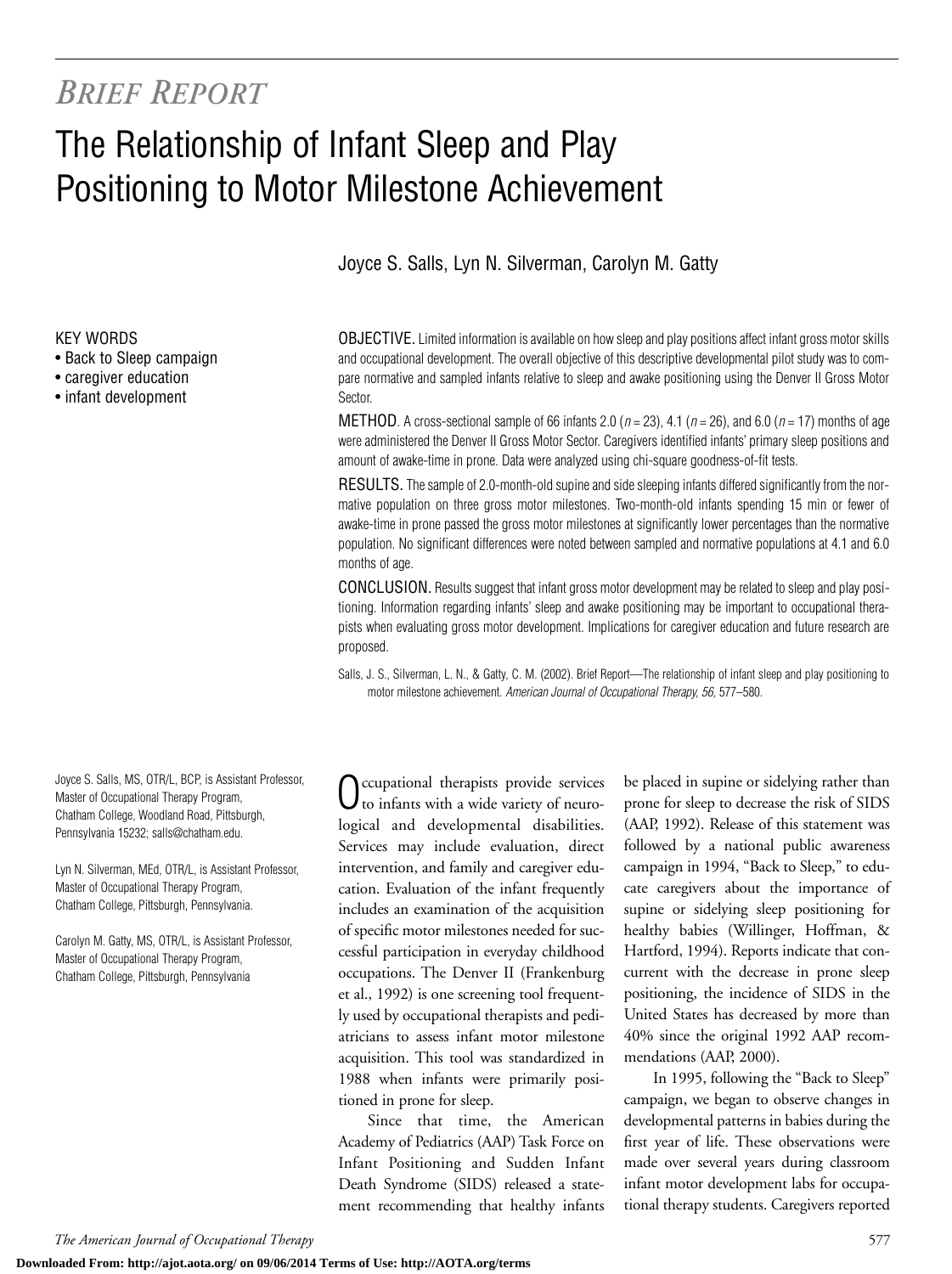*BRIEF REPORT*

# The Relationship of Infant Sleep and Play Positioning to Motor Milestone Achievement

Joyce S. Salls, Lyn N. Silverman, Carolyn M. Gatty

KEY WORDS
- Back to Sleep campaign
- caregiver education
- infant development

OBJECTIVE. Limited information is available on how sleep and play positions affect infant gross motor skills and occupational development. The overall objective of this descriptive developmental pilot study was to compare normative and sampled infants relative to sleep and awake positioning using the Denver II Gross Motor Sector.

METHOD. A cross-sectional sample of 66 infants 2.0 ($n = 23$), 4.1 ($n = 26$), and 6.0 ($n = 17$) months of age were administered the Denver II Gross Motor Sector. Caregivers identified infants' primary sleep positions and amount of awake-time in prone. Data were analyzed using chi-square goodness-of-fit tests.

RESULTS. The sample of 2.0-month-old supine and side sleeping infants differed significantly from the normative population on three gross motor milestones. Two-month-old infants spending 15 min or fewer of awake-time in prone passed the gross motor milestones at significantly lower percentages than the normative population. No significant differences were noted between sampled and normative populations at 4.1 and 6.0 months of age.

CONCLUSION. Results suggest that infant gross motor development may be related to sleep and play positioning. Information regarding infants' sleep and awake positioning may be important to occupational therapists when evaluating gross motor development. Implications for caregiver education and future research are proposed.

Salls, J. S., Silverman, L. N., & Gatty, C. M. (2002). Brief Report—The relationship of infant sleep and play positioning to motor milestone achievement. *American Journal of Occupational Therapy, 56,* 577–580.

Joyce S. Salls, MS, OTR/L, BCP, is Assistant Professor, Master of Occupational Therapy Program, Chatham College, Woodland Road, Pittsburgh, Pennsylvania 15232; salls@chatham.edu.

Lyn N. Silverman, MEd, OTR/L, is Assistant Professor, Master of Occupational Therapy Program, Chatham College, Pittsburgh, Pennsylvania.

Carolyn M. Gatty, MS, OTR/L, is Assistant Professor, Master of Occupational Therapy Program, Chatham College, Pittsburgh, Pennsylvania

Occupational therapists provide services to infants with a wide variety of neurological and developmental disabilities. Services may include evaluation, direct intervention, and family and caregiver education. Evaluation of the infant frequently includes an examination of the acquisition of specific motor milestones needed for successful participation in everyday childhood occupations. The Denver II (Frankenburg et al., 1992) is one screening tool frequently used by occupational therapists and pediatricians to assess infant motor milestone acquisition. This tool was standardized in 1988 when infants were primarily positioned in prone for sleep.

Since that time, the American Academy of Pediatrics (AAP) Task Force on Infant Positioning and Sudden Infant Death Syndrome (SIDS) released a statement recommending that healthy infants be placed in supine or sidelying rather than prone for sleep to decrease the risk of SIDS (AAP, 1992). Release of this statement was followed by a national public awareness campaign in 1994, "Back to Sleep," to educate caregivers about the importance of supine or sidelying sleep positioning for healthy babies (Willinger, Hoffman, & Hartford, 1994). Reports indicate that concurrent with the decrease in prone sleep positioning, the incidence of SIDS in the United States has decreased by more than 40% since the original 1992 AAP recommendations (AAP, 2000).

In 1995, following the "Back to Sleep" campaign, we began to observe changes in developmental patterns in babies during the first year of life. These observations were made over several years during classroom infant motor development labs for occupational therapy students. Caregivers reported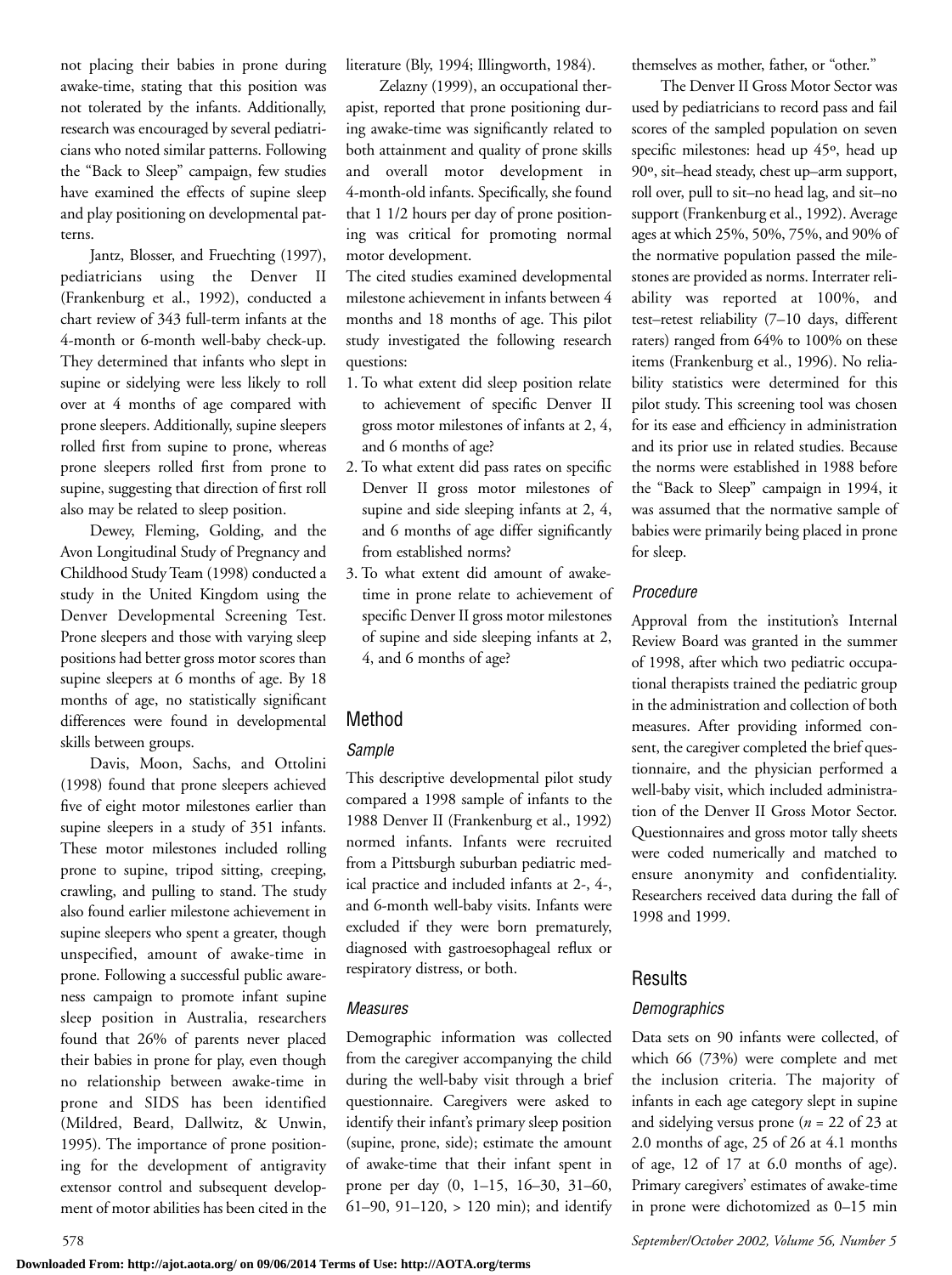not placing their babies in prone during awake-time, stating that this position was not tolerated by the infants. Additionally, research was encouraged by several pediatricians who noted similar patterns. Following the "Back to Sleep" campaign, few studies have examined the effects of supine sleep and play positioning on developmental patterns.

Jantz, Blosser, and Fruechting (1997), pediatricians using the Denver II (Frankenburg et al., 1992), conducted a chart review of 343 full-term infants at the 4-month or 6-month well-baby check-up. They determined that infants who slept in supine or sidelying were less likely to roll over at 4 months of age compared with prone sleepers. Additionally, supine sleepers rolled first from supine to prone, whereas prone sleepers rolled first from prone to supine, suggesting that direction of first roll also may be related to sleep position.

Dewey, Fleming, Golding, and the Avon Longitudinal Study of Pregnancy and Childhood Study Team (1998) conducted a study in the United Kingdom using the Denver Developmental Screening Test. Prone sleepers and those with varying sleep positions had better gross motor scores than supine sleepers at 6 months of age. By 18 months of age, no statistically significant differences were found in developmental skills between groups.

Davis, Moon, Sachs, and Ottolini (1998) found that prone sleepers achieved five of eight motor milestones earlier than supine sleepers in a study of 351 infants. These motor milestones included rolling prone to supine, tripod sitting, creeping, crawling, and pulling to stand. The study also found earlier milestone achievement in supine sleepers who spent a greater, though unspecified, amount of awake-time in prone. Following a successful public awareness campaign to promote infant supine sleep position in Australia, researchers found that 26% of parents never placed their babies in prone for play, even though no relationship between awake-time in prone and SIDS has been identified (Mildred, Beard, Dallwitz, & Unwin, 1995). The importance of prone positioning for the development of antigravity extensor control and subsequent development of motor abilities has been cited in the literature (Bly, 1994; Illingworth, 1984).

Zelazny (1999), an occupational therapist, reported that prone positioning during awake-time was significantly related to both attainment and quality of prone skills and overall motor development in 4-month-old infants. Specifically, she found that 1 1/2 hours per day of prone positioning was critical for promoting normal motor development.

The cited studies examined developmental milestone achievement in infants between 4 months and 18 months of age. This pilot study investigated the following research questions:

1. To what extent did sleep position relate to achievement of specific Denver II gross motor milestones of infants at 2, 4, and 6 months of age?
2. To what extent did pass rates on specific Denver II gross motor milestones of supine and side sleeping infants at 2, 4, and 6 months of age differ significantly from established norms?
3. To what extent did amount of awake-time in prone relate to achievement of specific Denver II gross motor milestones of supine and side sleeping infants at 2, 4, and 6 months of age?

## Method

### *Sample*

This descriptive developmental pilot study compared a 1998 sample of infants to the 1988 Denver II (Frankenburg et al., 1992) normed infants. Infants were recruited from a Pittsburgh suburban pediatric medical practice and included infants at 2-, 4-, and 6-month well-baby visits. Infants were excluded if they were born prematurely, diagnosed with gastroesophageal reflux or respiratory distress, or both.

### *Measures*

Demographic information was collected from the caregiver accompanying the child during the well-baby visit through a brief questionnaire. Caregivers were asked to identify their infant's primary sleep position (supine, prone, side); estimate the amount of awake-time that their infant spent in prone per day (0, 1–15, 16–30, 31–60, 61–90, 91–120, > 120 min); and identify themselves as mother, father, or "other."

The Denver II Gross Motor Sector was used by pediatricians to record pass and fail scores of the sampled population on seven specific milestones: head up 45º, head up 90º, sit–head steady, chest up–arm support, roll over, pull to sit–no head lag, and sit–no support (Frankenburg et al., 1992). Average ages at which 25%, 50%, 75%, and 90% of the normative population passed the milestones are provided as norms. Interrater reliability was reported at 100%, and test–retest reliability (7–10 days, different raters) ranged from 64% to 100% on these items (Frankenburg et al., 1996). No reliability statistics were determined for this pilot study. This screening tool was chosen for its ease and efficiency in administration and its prior use in related studies. Because the norms were established in 1988 before the "Back to Sleep" campaign in 1994, it was assumed that the normative sample of babies were primarily being placed in prone for sleep.

### *Procedure*

Approval from the institution's Internal Review Board was granted in the summer of 1998, after which two pediatric occupational therapists trained the pediatric group in the administration and collection of both measures. After providing informed consent, the caregiver completed the brief questionnaire, and the physician performed a well-baby visit, which included administration of the Denver II Gross Motor Sector. Questionnaires and gross motor tally sheets were coded numerically and matched to ensure anonymity and confidentiality. Researchers received data during the fall of 1998 and 1999.

## Results

### *Demographics*

Data sets on 90 infants were collected, of which 66 (73%) were complete and met the inclusion criteria. The majority of infants in each age category slept in supine and sidelying versus prone ($n$ = 22 of 23 at 2.0 months of age, 25 of 26 at 4.1 months of age, 12 of 17 at 6.0 months of age). Primary caregivers' estimates of awake-time in prone were dichotomized as 0–15 min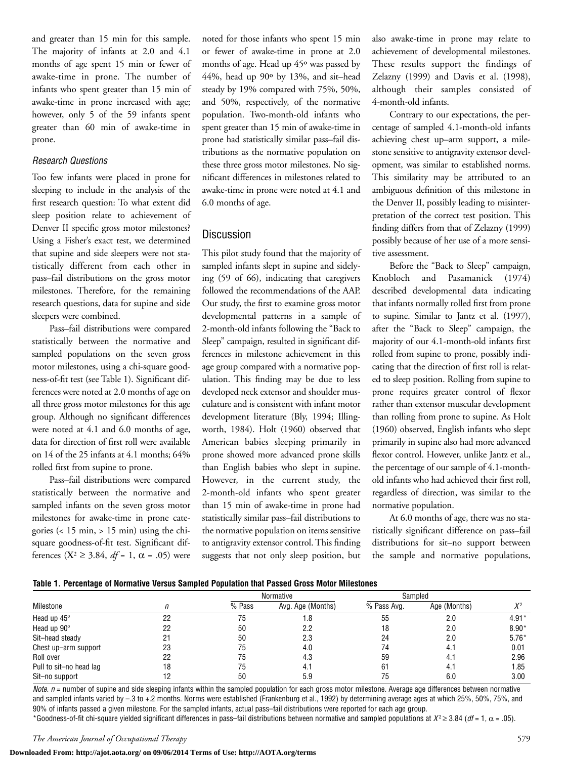and greater than 15 min for this sample. The majority of infants at 2.0 and 4.1 months of age spent 15 min or fewer of awake-time in prone. The number of infants who spent greater than 15 min of awake-time in prone increased with age; however, only 5 of the 59 infants spent greater than 60 min of awake-time in prone.

### Research Questions

Too few infants were placed in prone for sleeping to include in the analysis of the first research question: To what extent did sleep position relate to achievement of Denver II specific gross motor milestones? Using a Fisher's exact test, we determined that supine and side sleepers were not statistically different from each other in pass–fail distributions on the gross motor milestones. Therefore, for the remaining research questions, data for supine and side sleepers were combined.

Pass–fail distributions were compared statistically between the normative and sampled populations on the seven gross motor milestones, using a chi-square goodness-of-fit test (see Table 1). Significant differences were noted at 2.0 months of age on all three gross motor milestones for this age group. Although no significant differences were noted at 4.1 and 6.0 months of age, data for direction of first roll were available on 14 of the 25 infants at 4.1 months; 64% rolled first from supine to prone.

Pass–fail distributions were compared statistically between the normative and sampled infants on the seven gross motor milestones for awake-time in prone categories (< 15 min, > 15 min) using the chi-square goodness-of-fit test. Significant differences ($X^2 \geq 3.84$, $df = 1$, $\alpha = .05$) were noted for those infants who spent 15 min or fewer of awake-time in prone at 2.0 months of age. Head up 45º was passed by 44%, head up 90º by 13%, and sit–head steady by 19% compared with 75%, 50%, and 50%, respectively, of the normative population. Two-month-old infants who spent greater than 15 min of awake-time in prone had statistically similar pass–fail distributions as the normative population on these three gross motor milestones. No significant differences in milestones related to awake-time in prone were noted at 4.1 and 6.0 months of age.

## Discussion

This pilot study found that the majority of sampled infants slept in supine and sidelying (59 of 66), indicating that caregivers followed the recommendations of the AAP. Our study, the first to examine gross motor developmental patterns in a sample of 2-month-old infants following the "Back to Sleep" campaign, resulted in significant differences in milestone achievement in this age group compared with a normative population. This finding may be due to less developed neck extensor and shoulder musculature and is consistent with infant motor development literature (Bly, 1994; Illingworth, 1984). Holt (1960) observed that American babies sleeping primarily in prone showed more advanced prone skills than English babies who slept in supine. However, in the current study, the 2-month-old infants who spent greater than 15 min of awake-time in prone had statistically similar pass–fail distributions to the normative population on items sensitive to antigravity extensor control. This finding suggests that not only sleep position, but also awake-time in prone may relate to achievement of developmental milestones. These results support the findings of Zelazny (1999) and Davis et al. (1998), although their samples consisted of 4-month-old infants.

Contrary to our expectations, the percentage of sampled 4.1-month-old infants achieving chest up–arm support, a milestone sensitive to antigravity extensor development, was similar to established norms. This similarity may be attributed to an ambiguous definition of this milestone in the Denver II, possibly leading to misinterpretation of the correct test position. This finding differs from that of Zelazny (1999) possibly because of her use of a more sensitive assessment.

Before the "Back to Sleep" campaign, Knobloch and Pasamanick (1974) described developmental data indicating that infants normally rolled first from prone to supine. Similar to Jantz et al. (1997), after the "Back to Sleep" campaign, the majority of our 4.1-month-old infants first rolled from supine to prone, possibly indicating that the direction of first roll is related to sleep position. Rolling from supine to prone requires greater control of flexor rather than extensor muscular development than rolling from prone to supine. As Holt (1960) observed, English infants who slept primarily in supine also had more advanced flexor control. However, unlike Jantz et al., the percentage of our sample of 4.1-month-old infants who had achieved their first roll, regardless of direction, was similar to the normative population.

At 6.0 months of age, there was no statistically significant difference on pass–fail distributions for sit–no support between the sample and normative populations,

**Table 1. Percentage of Normative Versus Sampled Population that Passed Gross Motor Milestones**

| Milestone | *n* | Normative | | Sampled | | $X^2$ |
|---|---|---|---|---|---|---|
| | | % Pass | Avg. Age (Months) | % Pass Avg. | Age (Months) | |
| Head up 45º | 22 | 75 | 1.8 | 55 | 2.0 | 4.91* |
| Head up 90º | 22 | 50 | 2.2 | 18 | 2.0 | 8.90* |
| Sit–head steady | 21 | 50 | 2.3 | 24 | 2.0 | 5.76* |
| Chest up–arm support | 23 | 75 | 4.0 | 74 | 4.1 | 0.01 |
| Roll over | 22 | 75 | 4.3 | 59 | 4.1 | 2.96 |
| Pull to sit–no head lag | 18 | 75 | 4.1 | 61 | 4.1 | 1.85 |
| Sit–no support | 12 | 50 | 5.9 | 75 | 6.0 | 3.00 |

*Note.* *n* = number of supine and side sleeping infants within the sampled population for each gross motor milestone. Average age differences between normative and sampled infants varied by –.3 to +.2 months. Norms were established (Frankenburg et al., 1992) by determining average ages at which 25%, 50%, 75%, and 90% of infants passed a given milestone. For the sampled infants, actual pass–fail distributions were reported for each age group.

*Goodness-of-fit chi-square yielded significant differences in pass–fail distributions between normative and sampled populations at $X^2 \geq 3.84$ ($df = 1$, $\alpha = .05$).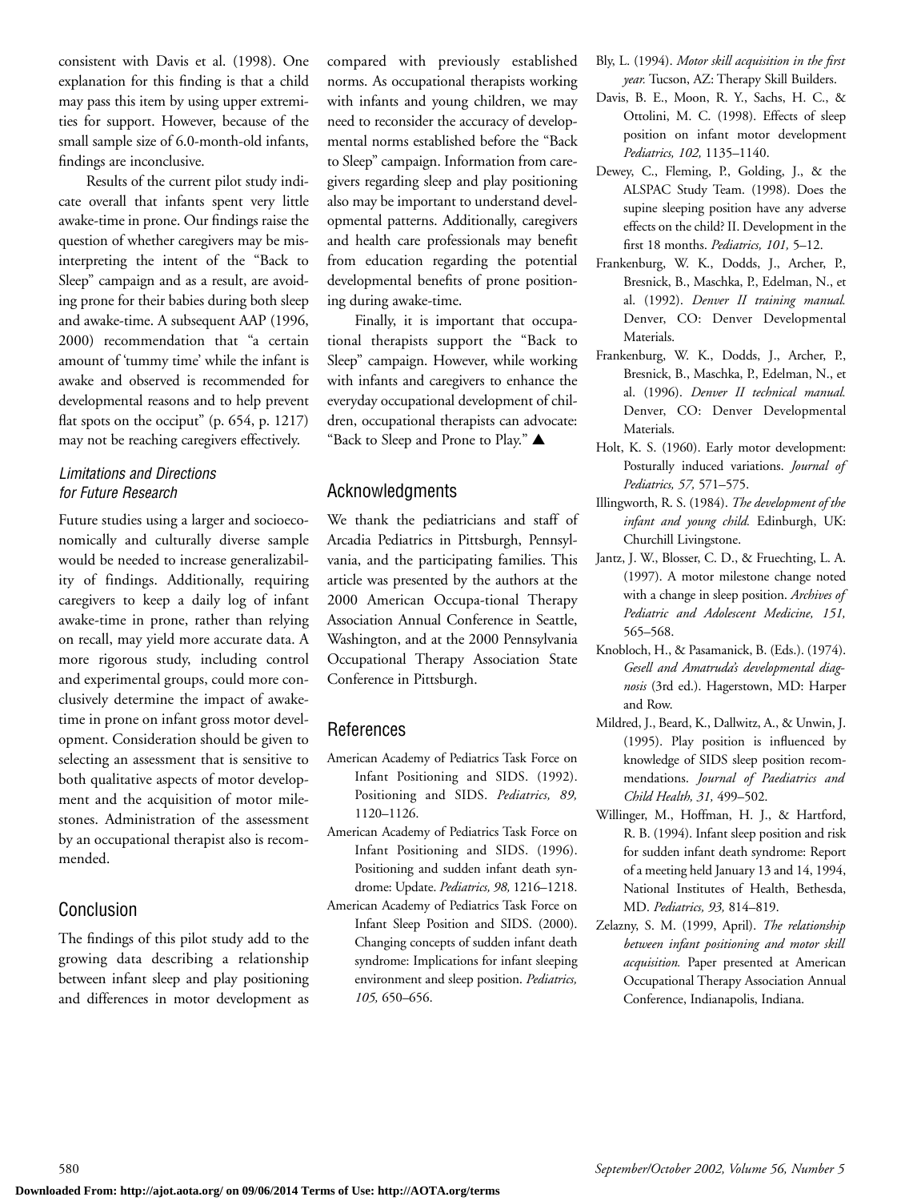consistent with Davis et al. (1998). One explanation for this finding is that a child may pass this item by using upper extremities for support. However, because of the small sample size of 6.0-month-old infants, findings are inconclusive.

Results of the current pilot study indicate overall that infants spent very little awake-time in prone. Our findings raise the question of whether caregivers may be misinterpreting the intent of the "Back to Sleep" campaign and as a result, are avoiding prone for their babies during both sleep and awake-time. A subsequent AAP (1996, 2000) recommendation that "a certain amount of 'tummy time' while the infant is awake and observed is recommended for developmental reasons and to help prevent flat spots on the occiput" (p. 654, p. 1217) may not be reaching caregivers effectively.

### *Limitations and Directions for Future Research*

Future studies using a larger and socioeconomically and culturally diverse sample would be needed to increase generalizability of findings. Additionally, requiring caregivers to keep a daily log of infant awake-time in prone, rather than relying on recall, may yield more accurate data. A more rigorous study, including control and experimental groups, could more conclusively determine the impact of awake-time in prone on infant gross motor development. Consideration should be given to selecting an assessment that is sensitive to both qualitative aspects of motor development and the acquisition of motor milestones. Administration of the assessment by an occupational therapist also is recommended.

## Conclusion

The findings of this pilot study add to the growing data describing a relationship between infant sleep and play positioning and differences in motor development as compared with previously established norms. As occupational therapists working with infants and young children, we may need to reconsider the accuracy of developmental norms established before the "Back to Sleep" campaign. Information from caregivers regarding sleep and play positioning also may be important to understand developmental patterns. Additionally, caregivers and health care professionals may benefit from education regarding the potential developmental benefits of prone positioning during awake-time.

Finally, it is important that occupational therapists support the "Back to Sleep" campaign. However, while working with infants and caregivers to enhance the everyday occupational development of children, occupational therapists can advocate: "Back to Sleep and Prone to Play." ▲

## Acknowledgments

We thank the pediatricians and staff of Arcadia Pediatrics in Pittsburgh, Pennsylvania, and the participating families. This article was presented by the authors at the 2000 American Occupa-tional Therapy Association Annual Conference in Seattle, Washington, and at the 2000 Pennsylvania Occupational Therapy Association State Conference in Pittsburgh.

## References

American Academy of Pediatrics Task Force on Infant Positioning and SIDS. (1992). Positioning and SIDS. *Pediatrics, 89,* 1120–1126.

American Academy of Pediatrics Task Force on Infant Positioning and SIDS. (1996). Positioning and sudden infant death syndrome: Update. *Pediatrics, 98,* 1216–1218.

American Academy of Pediatrics Task Force on Infant Sleep Position and SIDS. (2000). Changing concepts of sudden infant death syndrome: Implications for infant sleeping environment and sleep position. *Pediatrics, 105,* 650–656.

Bly, L. (1994). *Motor skill acquisition in the first year.* Tucson, AZ: Therapy Skill Builders.

Davis, B. E., Moon, R. Y., Sachs, H. C., & Ottolini, M. C. (1998). Effects of sleep position on infant motor development *Pediatrics, 102,* 1135–1140.

Dewey, C., Fleming, P., Golding, J., & the ALSPAC Study Team. (1998). Does the supine sleeping position have any adverse effects on the child? II. Development in the first 18 months. *Pediatrics, 101,* 5–12.

Frankenburg, W. K., Dodds, J., Archer, P., Bresnick, B., Maschka, P., Edelman, N., et al. (1992). *Denver II training manual.* Denver, CO: Denver Developmental Materials.

Frankenburg, W. K., Dodds, J., Archer, P., Bresnick, B., Maschka, P., Edelman, N., et al. (1996). *Denver II technical manual.* Denver, CO: Denver Developmental Materials.

Holt, K. S. (1960). Early motor development: Posturally induced variations. *Journal of Pediatrics, 57,* 571–575.

Illingworth, R. S. (1984). *The development of the infant and young child.* Edinburgh, UK: Churchill Livingstone.

Jantz, J. W., Blosser, C. D., & Fruechting, L. A. (1997). A motor milestone change noted with a change in sleep position. *Archives of Pediatric and Adolescent Medicine, 151,* 565–568.

Knobloch, H., & Pasamanick, B. (Eds.). (1974). *Gesell and Amatruda's developmental diagnosis* (3rd ed.). Hagerstown, MD: Harper and Row.

Mildred, J., Beard, K., Dallwitz, A., & Unwin, J. (1995). Play position is influenced by knowledge of SIDS sleep position recommendations. *Journal of Paediatrics and Child Health, 31,* 499–502.

Willinger, M., Hoffman, H. J., & Hartford, R. B. (1994). Infant sleep position and risk for sudden infant death syndrome: Report of a meeting held January 13 and 14, 1994, National Institutes of Health, Bethesda, MD. *Pediatrics, 93,* 814–819.

Zelazny, S. M. (1999, April). *The relationship between infant positioning and motor skill acquisition.* Paper presented at American Occupational Therapy Association Annual Conference, Indianapolis, Indiana.